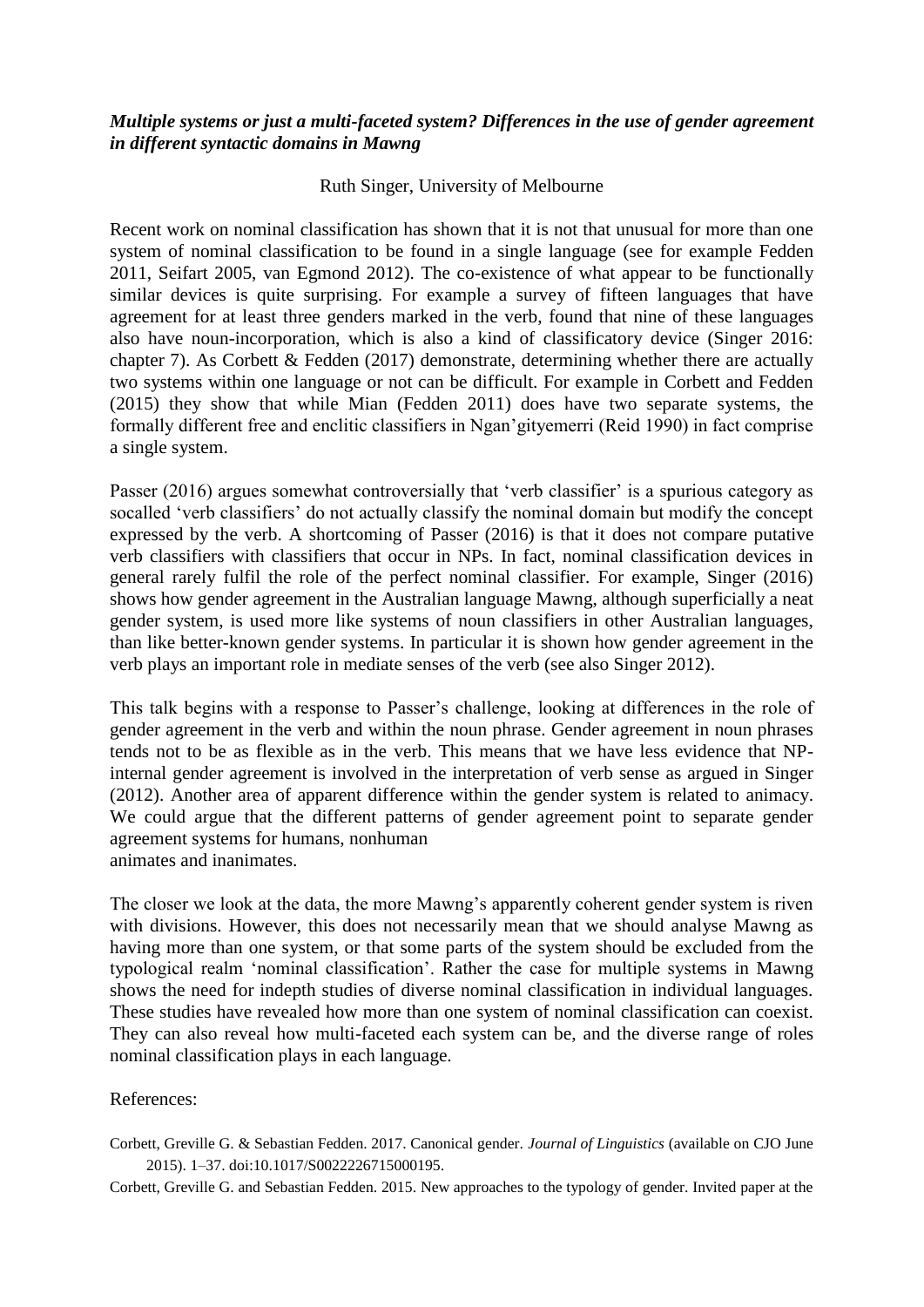***Multiple systems or just a multi-faceted system? Differences in the use of gender agreement in different syntactic domains in Mawng***

Ruth Singer, University of Melbourne

Recent work on nominal classification has shown that it is not that unusual for more than one system of nominal classification to be found in a single language (see for example Fedden 2011, Seifart 2005, van Egmond 2012). The co-existence of what appear to be functionally similar devices is quite surprising. For example a survey of fifteen languages that have agreement for at least three genders marked in the verb, found that nine of these languages also have noun-incorporation, which is also a kind of classificatory device (Singer 2016: chapter 7). As Corbett & Fedden (2017) demonstrate, determining whether there are actually two systems within one language or not can be difficult. For example in Corbett and Fedden (2015) they show that while Mian (Fedden 2011) does have two separate systems, the formally different free and enclitic classifiers in Ngan'gityemerri (Reid 1990) in fact comprise a single system.

Passer (2016) argues somewhat controversially that 'verb classifier' is a spurious category as socalled 'verb classifiers' do not actually classify the nominal domain but modify the concept expressed by the verb. A shortcoming of Passer (2016) is that it does not compare putative verb classifiers with classifiers that occur in NPs. In fact, nominal classification devices in general rarely fulfil the role of the perfect nominal classifier. For example, Singer (2016) shows how gender agreement in the Australian language Mawng, although superficially a neat gender system, is used more like systems of noun classifiers in other Australian languages, than like better-known gender systems. In particular it is shown how gender agreement in the verb plays an important role in mediate senses of the verb (see also Singer 2012).

This talk begins with a response to Passer's challenge, looking at differences in the role of gender agreement in the verb and within the noun phrase. Gender agreement in noun phrases tends not to be as flexible as in the verb. This means that we have less evidence that NP-internal gender agreement is involved in the interpretation of verb sense as argued in Singer (2012). Another area of apparent difference within the gender system is related to animacy. We could argue that the different patterns of gender agreement point to separate gender agreement systems for humans, nonhuman animates and inanimates.

The closer we look at the data, the more Mawng's apparently coherent gender system is riven with divisions. However, this does not necessarily mean that we should analyse Mawng as having more than one system, or that some parts of the system should be excluded from the typological realm 'nominal classification'. Rather the case for multiple systems in Mawng shows the need for indepth studies of diverse nominal classification in individual languages. These studies have revealed how more than one system of nominal classification can coexist. They can also reveal how multi-faceted each system can be, and the diverse range of roles nominal classification plays in each language.

References:

Corbett, Greville G. & Sebastian Fedden. 2017. Canonical gender. *Journal of Linguistics* (available on CJO June 2015). 1–37. doi:10.1017/S0022226715000195.

Corbett, Greville G. and Sebastian Fedden. 2015. New approaches to the typology of gender. Invited paper at the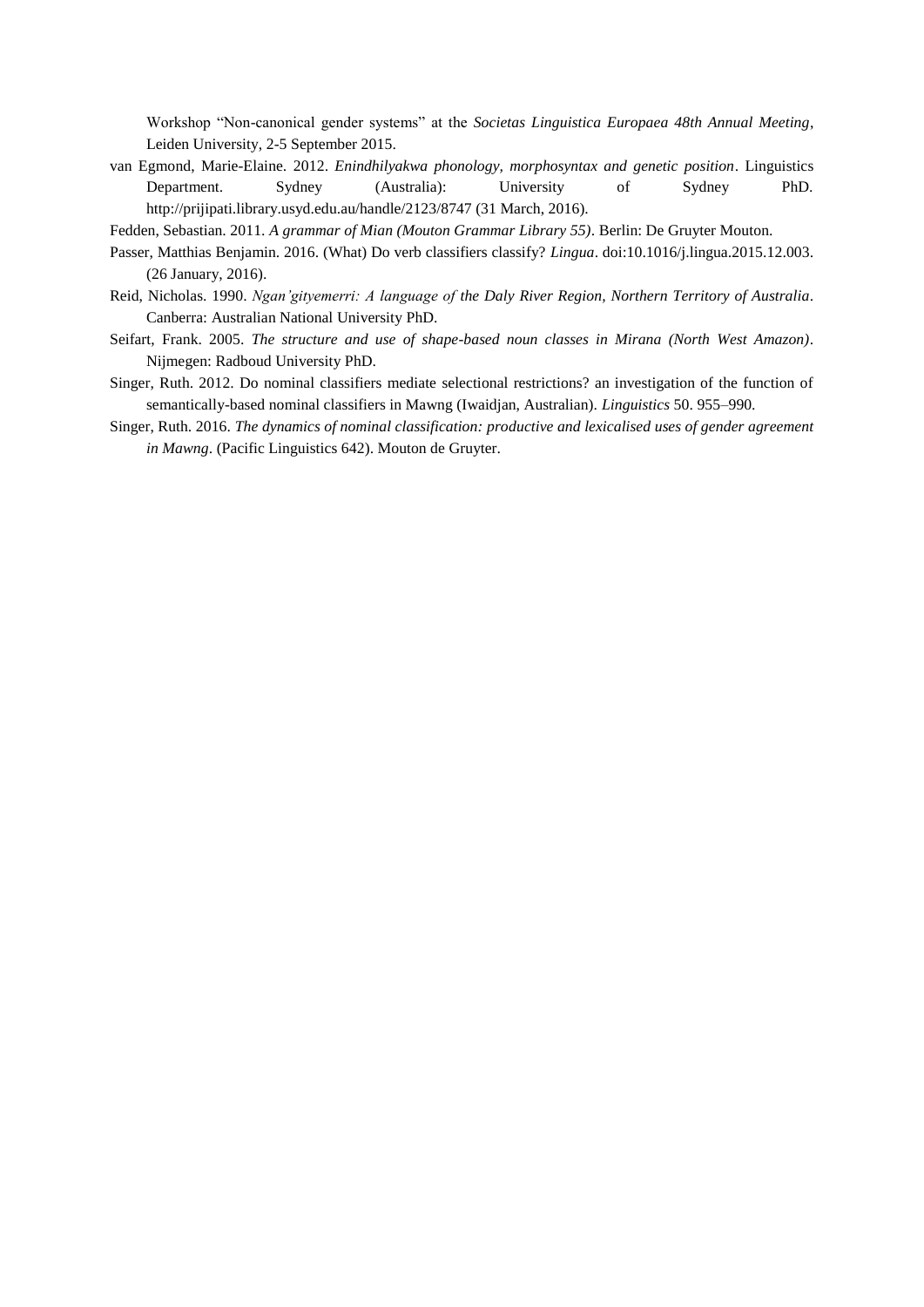Workshop "Non-canonical gender systems" at the *Societas Linguistica Europaea 48th Annual Meeting*, Leiden University, 2-5 September 2015.

van Egmond, Marie-Elaine. 2012. *Enindhilyakwa phonology, morphosyntax and genetic position*. Linguistics Department. Sydney (Australia): University of Sydney PhD. http://prijipati.library.usyd.edu.au/handle/2123/8747 (31 March, 2016).

Fedden, Sebastian. 2011. *A grammar of Mian (Mouton Grammar Library 55)*. Berlin: De Gruyter Mouton.

Passer, Matthias Benjamin. 2016. (What) Do verb classifiers classify? *Lingua*. doi:10.1016/j.lingua.2015.12.003. (26 January, 2016).

Reid, Nicholas. 1990. *Ngan'gityemerri: A language of the Daly River Region, Northern Territory of Australia*. Canberra: Australian National University PhD.

Seifart, Frank. 2005. *The structure and use of shape-based noun classes in Mirana (North West Amazon)*. Nijmegen: Radboud University PhD.

Singer, Ruth. 2012. Do nominal classifiers mediate selectional restrictions? an investigation of the function of semantically-based nominal classifiers in Mawng (Iwaidjan, Australian). *Linguistics* 50. 955–990.

Singer, Ruth. 2016. *The dynamics of nominal classification: productive and lexicalised uses of gender agreement in Mawng*. (Pacific Linguistics 642). Mouton de Gruyter.